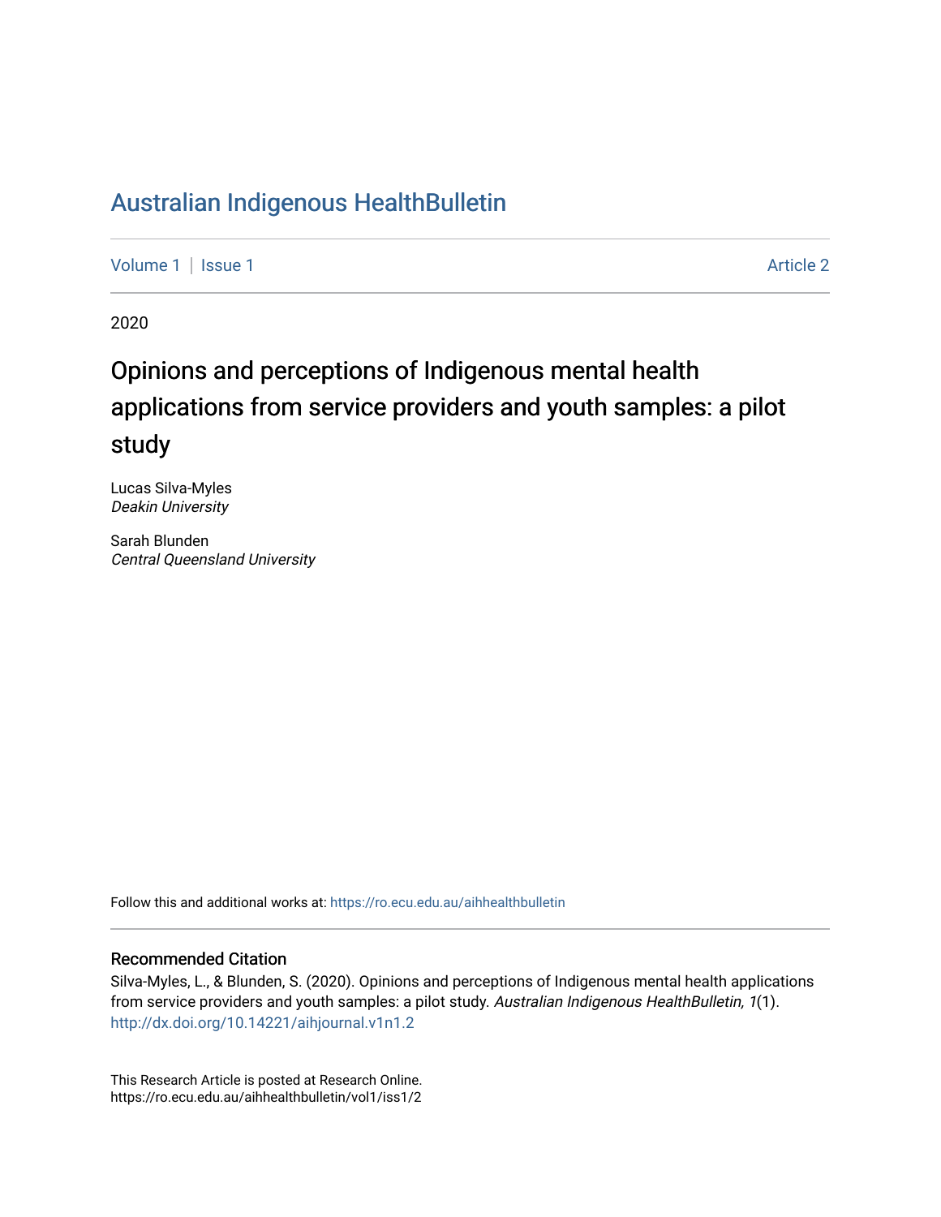# Australian Indigenous HealthBulletin

Volume 1 | Issue 1 | Article 2

2020

## Opinions and perceptions of Indigenous mental health applications from service providers and youth samples: a pilot study

Lucas Silva-Myles
*Deakin University*

Sarah Blunden
*Central Queensland University*

Follow this and additional works at: https://ro.ecu.edu.au/aihhealthbulletin

### Recommended Citation

Silva-Myles, L., & Blunden, S. (2020). Opinions and perceptions of Indigenous mental health applications from service providers and youth samples: a pilot study. *Australian Indigenous HealthBulletin, 1*(1). http://dx.doi.org/10.14221/aihjournal.v1n1.2

This Research Article is posted at Research Online.
https://ro.ecu.edu.au/aihhealthbulletin/vol1/iss1/2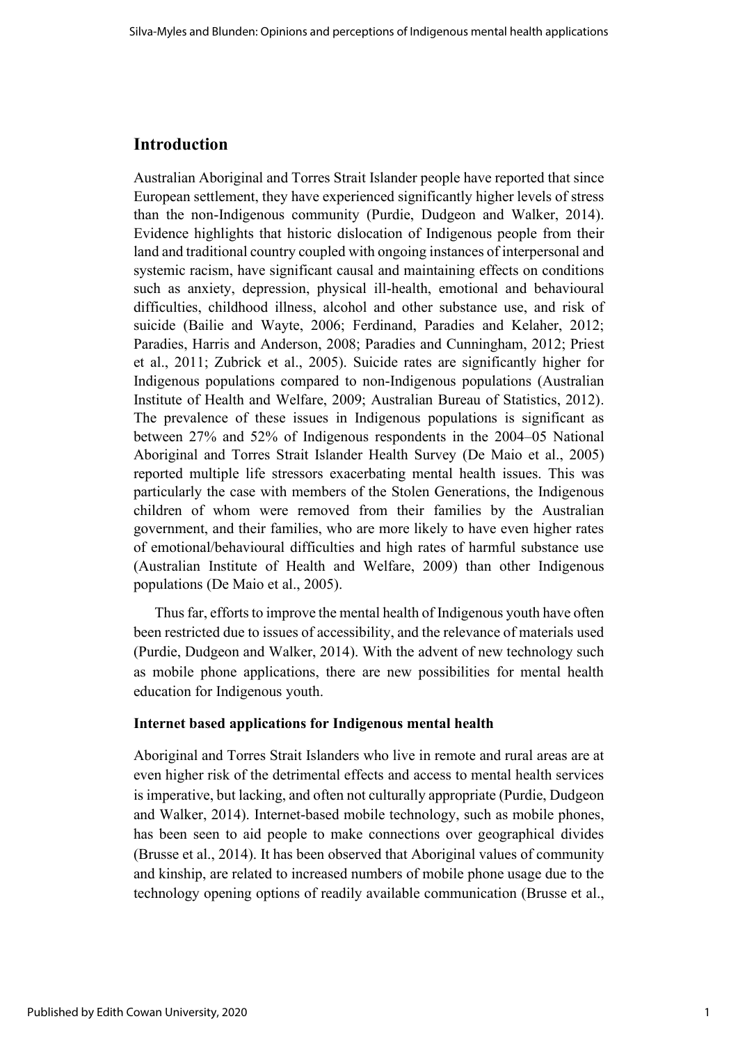## Introduction

Australian Aboriginal and Torres Strait Islander people have reported that since European settlement, they have experienced significantly higher levels of stress than the non-Indigenous community (Purdie, Dudgeon and Walker, 2014). Evidence highlights that historic dislocation of Indigenous people from their land and traditional country coupled with ongoing instances of interpersonal and systemic racism, have significant causal and maintaining effects on conditions such as anxiety, depression, physical ill-health, emotional and behavioural difficulties, childhood illness, alcohol and other substance use, and risk of suicide (Bailie and Wayte, 2006; Ferdinand, Paradies and Kelaher, 2012; Paradies, Harris and Anderson, 2008; Paradies and Cunningham, 2012; Priest et al., 2011; Zubrick et al., 2005). Suicide rates are significantly higher for Indigenous populations compared to non-Indigenous populations (Australian Institute of Health and Welfare, 2009; Australian Bureau of Statistics, 2012). The prevalence of these issues in Indigenous populations is significant as between 27% and 52% of Indigenous respondents in the 2004–05 National Aboriginal and Torres Strait Islander Health Survey (De Maio et al., 2005) reported multiple life stressors exacerbating mental health issues. This was particularly the case with members of the Stolen Generations, the Indigenous children of whom were removed from their families by the Australian government, and their families, who are more likely to have even higher rates of emotional/behavioural difficulties and high rates of harmful substance use (Australian Institute of Health and Welfare, 2009) than other Indigenous populations (De Maio et al., 2005).

Thus far, efforts to improve the mental health of Indigenous youth have often been restricted due to issues of accessibility, and the relevance of materials used (Purdie, Dudgeon and Walker, 2014). With the advent of new technology such as mobile phone applications, there are new possibilities for mental health education for Indigenous youth.

### Internet based applications for Indigenous mental health

Aboriginal and Torres Strait Islanders who live in remote and rural areas are at even higher risk of the detrimental effects and access to mental health services is imperative, but lacking, and often not culturally appropriate (Purdie, Dudgeon and Walker, 2014). Internet-based mobile technology, such as mobile phones, has been seen to aid people to make connections over geographical divides (Brusse et al., 2014). It has been observed that Aboriginal values of community and kinship, are related to increased numbers of mobile phone usage due to the technology opening options of readily available communication (Brusse et al.,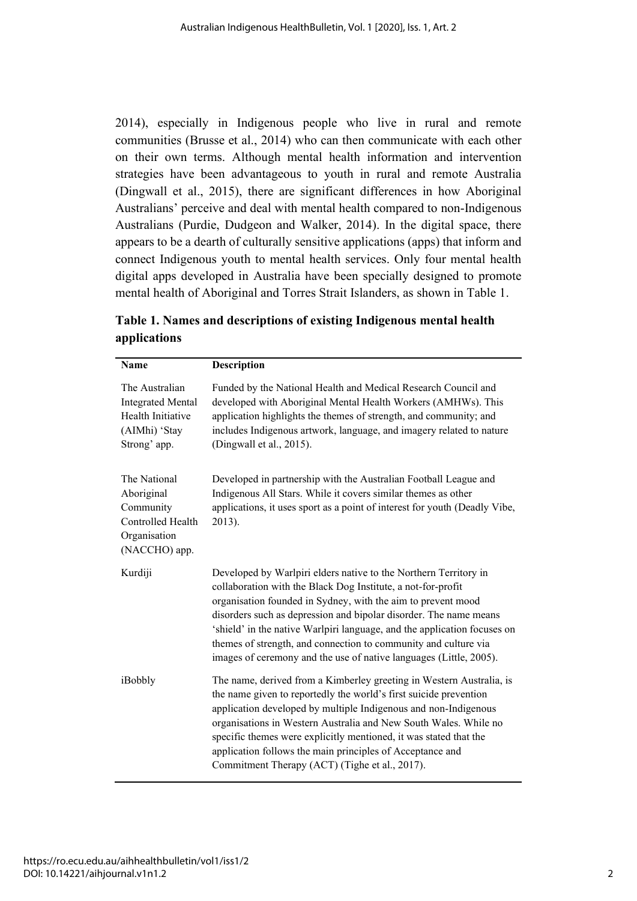2014), especially in Indigenous people who live in rural and remote communities (Brusse et al., 2014) who can then communicate with each other on their own terms. Although mental health information and intervention strategies have been advantageous to youth in rural and remote Australia (Dingwall et al., 2015), there are significant differences in how Aboriginal Australians' perceive and deal with mental health compared to non-Indigenous Australians (Purdie, Dudgeon and Walker, 2014). In the digital space, there appears to be a dearth of culturally sensitive applications (apps) that inform and connect Indigenous youth to mental health services. Only four mental health digital apps developed in Australia have been specially designed to promote mental health of Aboriginal and Torres Strait Islanders, as shown in Table 1.

**Table 1. Names and descriptions of existing Indigenous mental health applications**

| Name | Description |
|---|---|
| The Australian Integrated Mental Health Initiative (AIMhi) 'Stay Strong' app. | Funded by the National Health and Medical Research Council and developed with Aboriginal Mental Health Workers (AMHWs). This application highlights the themes of strength, and community; and includes Indigenous artwork, language, and imagery related to nature (Dingwall et al., 2015). |
| The National Aboriginal Community Controlled Health Organisation (NACCHO) app. | Developed in partnership with the Australian Football League and Indigenous All Stars. While it covers similar themes as other applications, it uses sport as a point of interest for youth (Deadly Vibe, 2013). |
| Kurdiji | Developed by Warlpiri elders native to the Northern Territory in collaboration with the Black Dog Institute, a not-for-profit organisation founded in Sydney, with the aim to prevent mood disorders such as depression and bipolar disorder. The name means 'shield' in the native Warlpiri language, and the application focuses on themes of strength, and connection to community and culture via images of ceremony and the use of native languages (Little, 2005). |
| iBobbly | The name, derived from a Kimberley greeting in Western Australia, is the name given to reportedly the world's first suicide prevention application developed by multiple Indigenous and non-Indigenous organisations in Western Australia and New South Wales. While no specific themes were explicitly mentioned, it was stated that the application follows the main principles of Acceptance and Commitment Therapy (ACT) (Tighe et al., 2017). |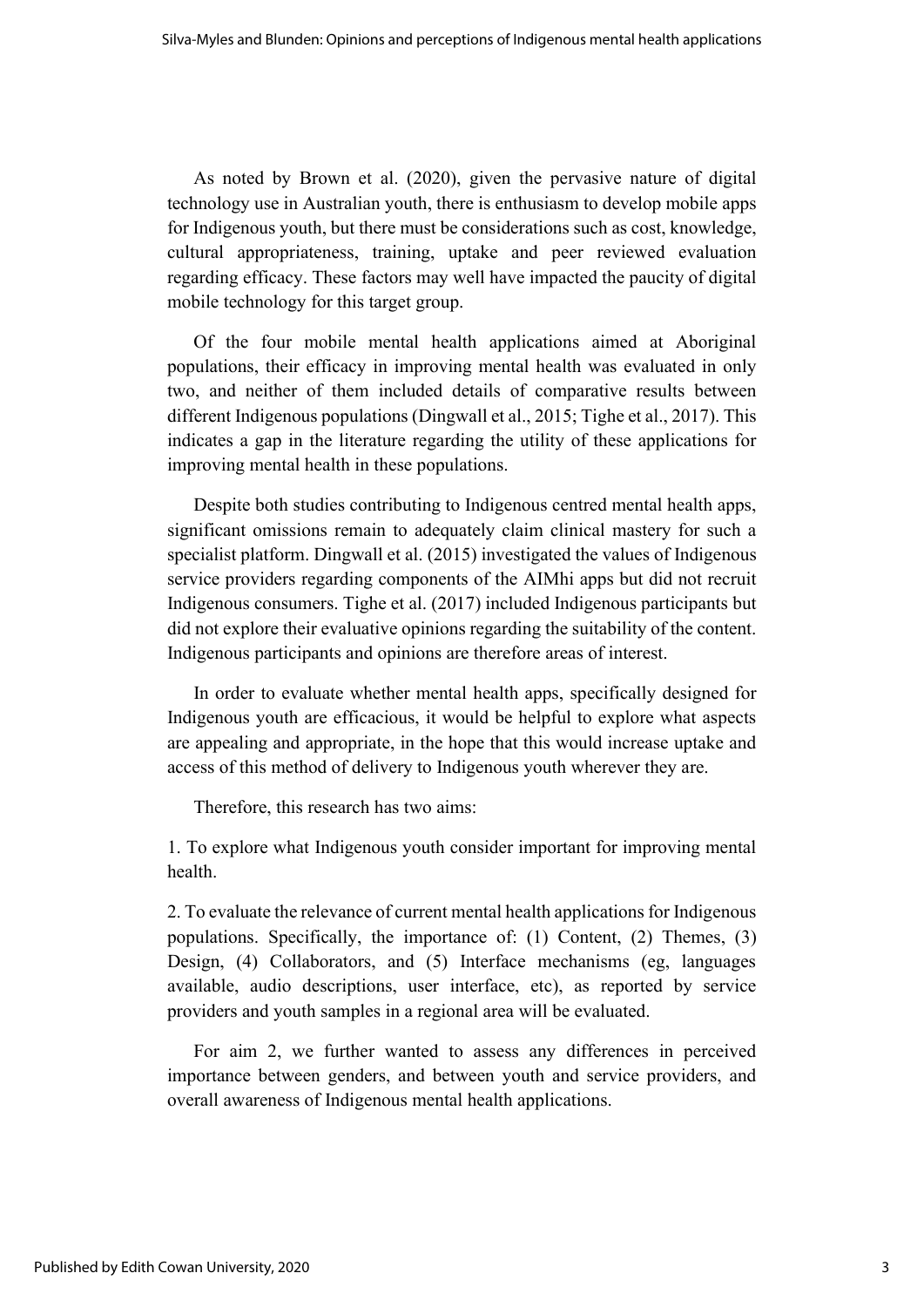As noted by Brown et al. (2020), given the pervasive nature of digital technology use in Australian youth, there is enthusiasm to develop mobile apps for Indigenous youth, but there must be considerations such as cost, knowledge, cultural appropriateness, training, uptake and peer reviewed evaluation regarding efficacy. These factors may well have impacted the paucity of digital mobile technology for this target group.

Of the four mobile mental health applications aimed at Aboriginal populations, their efficacy in improving mental health was evaluated in only two, and neither of them included details of comparative results between different Indigenous populations (Dingwall et al., 2015; Tighe et al., 2017). This indicates a gap in the literature regarding the utility of these applications for improving mental health in these populations.

Despite both studies contributing to Indigenous centred mental health apps, significant omissions remain to adequately claim clinical mastery for such a specialist platform. Dingwall et al. (2015) investigated the values of Indigenous service providers regarding components of the AIMhi apps but did not recruit Indigenous consumers. Tighe et al. (2017) included Indigenous participants but did not explore their evaluative opinions regarding the suitability of the content. Indigenous participants and opinions are therefore areas of interest.

In order to evaluate whether mental health apps, specifically designed for Indigenous youth are efficacious, it would be helpful to explore what aspects are appealing and appropriate, in the hope that this would increase uptake and access of this method of delivery to Indigenous youth wherever they are.

Therefore, this research has two aims:

1. To explore what Indigenous youth consider important for improving mental health.

2. To evaluate the relevance of current mental health applications for Indigenous populations. Specifically, the importance of: (1) Content, (2) Themes, (3) Design, (4) Collaborators, and (5) Interface mechanisms (eg, languages available, audio descriptions, user interface, etc), as reported by service providers and youth samples in a regional area will be evaluated.

For aim 2, we further wanted to assess any differences in perceived importance between genders, and between youth and service providers, and overall awareness of Indigenous mental health applications.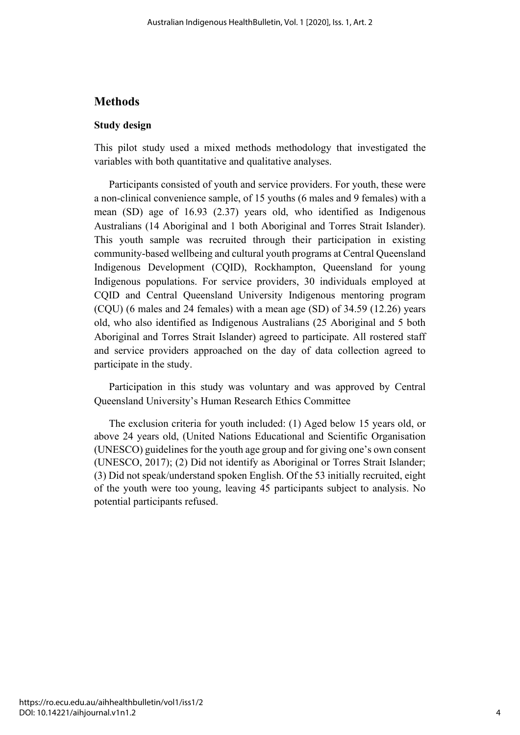## Methods

### Study design

This pilot study used a mixed methods methodology that investigated the variables with both quantitative and qualitative analyses.

Participants consisted of youth and service providers. For youth, these were a non-clinical convenience sample, of 15 youths (6 males and 9 females) with a mean (SD) age of 16.93 (2.37) years old, who identified as Indigenous Australians (14 Aboriginal and 1 both Aboriginal and Torres Strait Islander). This youth sample was recruited through their participation in existing community-based wellbeing and cultural youth programs at Central Queensland Indigenous Development (CQID), Rockhampton, Queensland for young Indigenous populations. For service providers, 30 individuals employed at CQID and Central Queensland University Indigenous mentoring program (CQU) (6 males and 24 females) with a mean age (SD) of 34.59 (12.26) years old, who also identified as Indigenous Australians (25 Aboriginal and 5 both Aboriginal and Torres Strait Islander) agreed to participate. All rostered staff and service providers approached on the day of data collection agreed to participate in the study.

Participation in this study was voluntary and was approved by Central Queensland University's Human Research Ethics Committee

The exclusion criteria for youth included: (1) Aged below 15 years old, or above 24 years old, (United Nations Educational and Scientific Organisation (UNESCO) guidelines for the youth age group and for giving one's own consent (UNESCO, 2017); (2) Did not identify as Aboriginal or Torres Strait Islander; (3) Did not speak/understand spoken English. Of the 53 initially recruited, eight of the youth were too young, leaving 45 participants subject to analysis. No potential participants refused.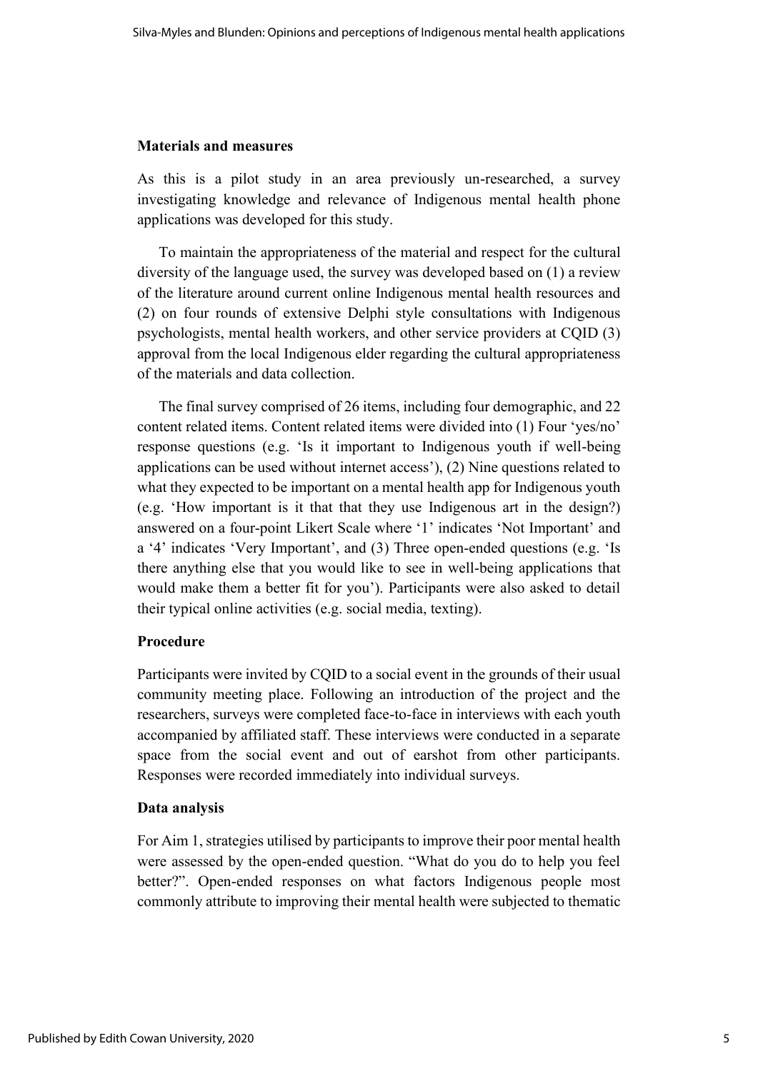### Materials and measures

As this is a pilot study in an area previously un-researched, a survey investigating knowledge and relevance of Indigenous mental health phone applications was developed for this study.

To maintain the appropriateness of the material and respect for the cultural diversity of the language used, the survey was developed based on (1) a review of the literature around current online Indigenous mental health resources and (2) on four rounds of extensive Delphi style consultations with Indigenous psychologists, mental health workers, and other service providers at CQID (3) approval from the local Indigenous elder regarding the cultural appropriateness of the materials and data collection.

The final survey comprised of 26 items, including four demographic, and 22 content related items. Content related items were divided into (1) Four 'yes/no' response questions (e.g. 'Is it important to Indigenous youth if well-being applications can be used without internet access'), (2) Nine questions related to what they expected to be important on a mental health app for Indigenous youth (e.g. 'How important is it that that they use Indigenous art in the design?) answered on a four-point Likert Scale where '1' indicates 'Not Important' and a '4' indicates 'Very Important', and (3) Three open-ended questions (e.g. 'Is there anything else that you would like to see in well-being applications that would make them a better fit for you'). Participants were also asked to detail their typical online activities (e.g. social media, texting).

### Procedure

Participants were invited by CQID to a social event in the grounds of their usual community meeting place. Following an introduction of the project and the researchers, surveys were completed face-to-face in interviews with each youth accompanied by affiliated staff. These interviews were conducted in a separate space from the social event and out of earshot from other participants. Responses were recorded immediately into individual surveys.

### Data analysis

For Aim 1, strategies utilised by participants to improve their poor mental health were assessed by the open-ended question. "What do you do to help you feel better?". Open-ended responses on what factors Indigenous people most commonly attribute to improving their mental health were subjected to thematic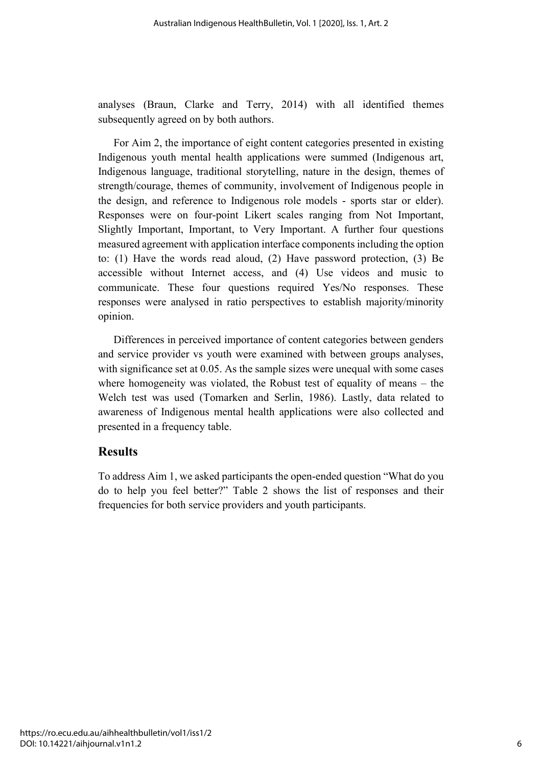analyses (Braun, Clarke and Terry, 2014) with all identified themes subsequently agreed on by both authors.

For Aim 2, the importance of eight content categories presented in existing Indigenous youth mental health applications were summed (Indigenous art, Indigenous language, traditional storytelling, nature in the design, themes of strength/courage, themes of community, involvement of Indigenous people in the design, and reference to Indigenous role models - sports star or elder). Responses were on four-point Likert scales ranging from Not Important, Slightly Important, Important, to Very Important. A further four questions measured agreement with application interface components including the option to: (1) Have the words read aloud, (2) Have password protection, (3) Be accessible without Internet access, and (4) Use videos and music to communicate. These four questions required Yes/No responses. These responses were analysed in ratio perspectives to establish majority/minority opinion.

Differences in perceived importance of content categories between genders and service provider vs youth were examined with between groups analyses, with significance set at 0.05. As the sample sizes were unequal with some cases where homogeneity was violated, the Robust test of equality of means – the Welch test was used (Tomarken and Serlin, 1986). Lastly, data related to awareness of Indigenous mental health applications were also collected and presented in a frequency table.

## Results

To address Aim 1, we asked participants the open-ended question "What do you do to help you feel better?" Table 2 shows the list of responses and their frequencies for both service providers and youth participants.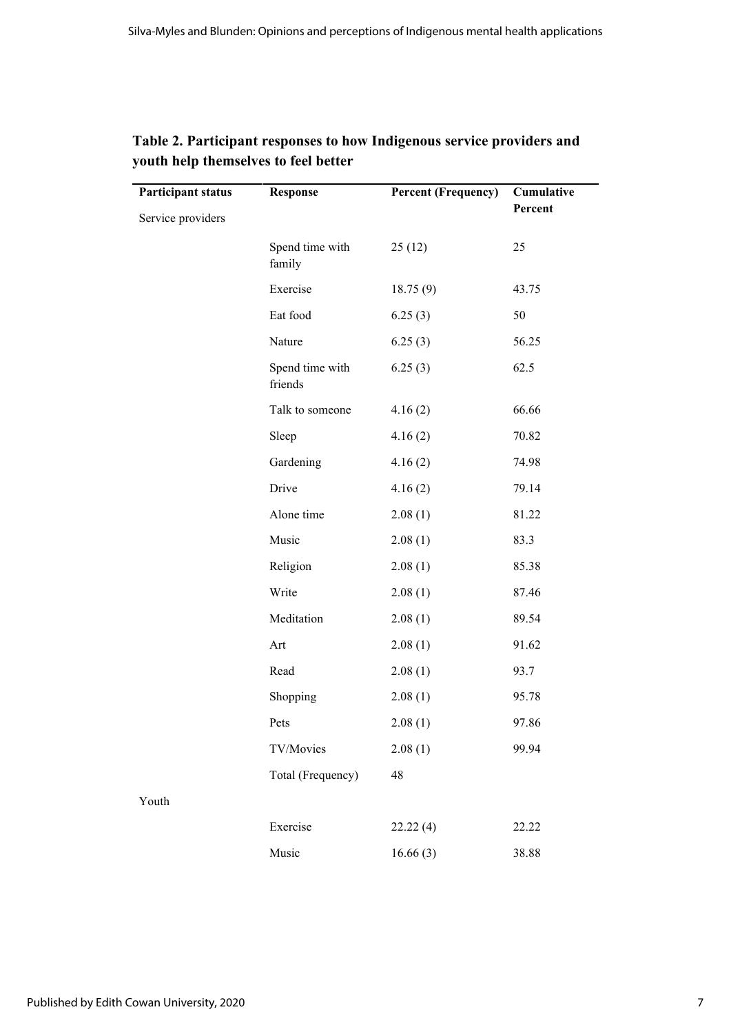**Table 2. Participant responses to how Indigenous service providers and youth help themselves to feel better**

| Participant status | Response | Percent (Frequency) | Cumulative Percent |
|---|---|---|---|
| Service providers | | | |
| | Spend time with family | 25 (12) | 25 |
| | Exercise | 18.75 (9) | 43.75 |
| | Eat food | 6.25 (3) | 50 |
| | Nature | 6.25 (3) | 56.25 |
| | Spend time with friends | 6.25 (3) | 62.5 |
| | Talk to someone | 4.16 (2) | 66.66 |
| | Sleep | 4.16 (2) | 70.82 |
| | Gardening | 4.16 (2) | 74.98 |
| | Drive | 4.16 (2) | 79.14 |
| | Alone time | 2.08 (1) | 81.22 |
| | Music | 2.08 (1) | 83.3 |
| | Religion | 2.08 (1) | 85.38 |
| | Write | 2.08 (1) | 87.46 |
| | Meditation | 2.08 (1) | 89.54 |
| | Art | 2.08 (1) | 91.62 |
| | Read | 2.08 (1) | 93.7 |
| | Shopping | 2.08 (1) | 95.78 |
| | Pets | 2.08 (1) | 97.86 |
| | TV/Movies | 2.08 (1) | 99.94 |
| | Total (Frequency) | 48 | |
| Youth | | | |
| | Exercise | 22.22 (4) | 22.22 |
| | Music | 16.66 (3) | 38.88 |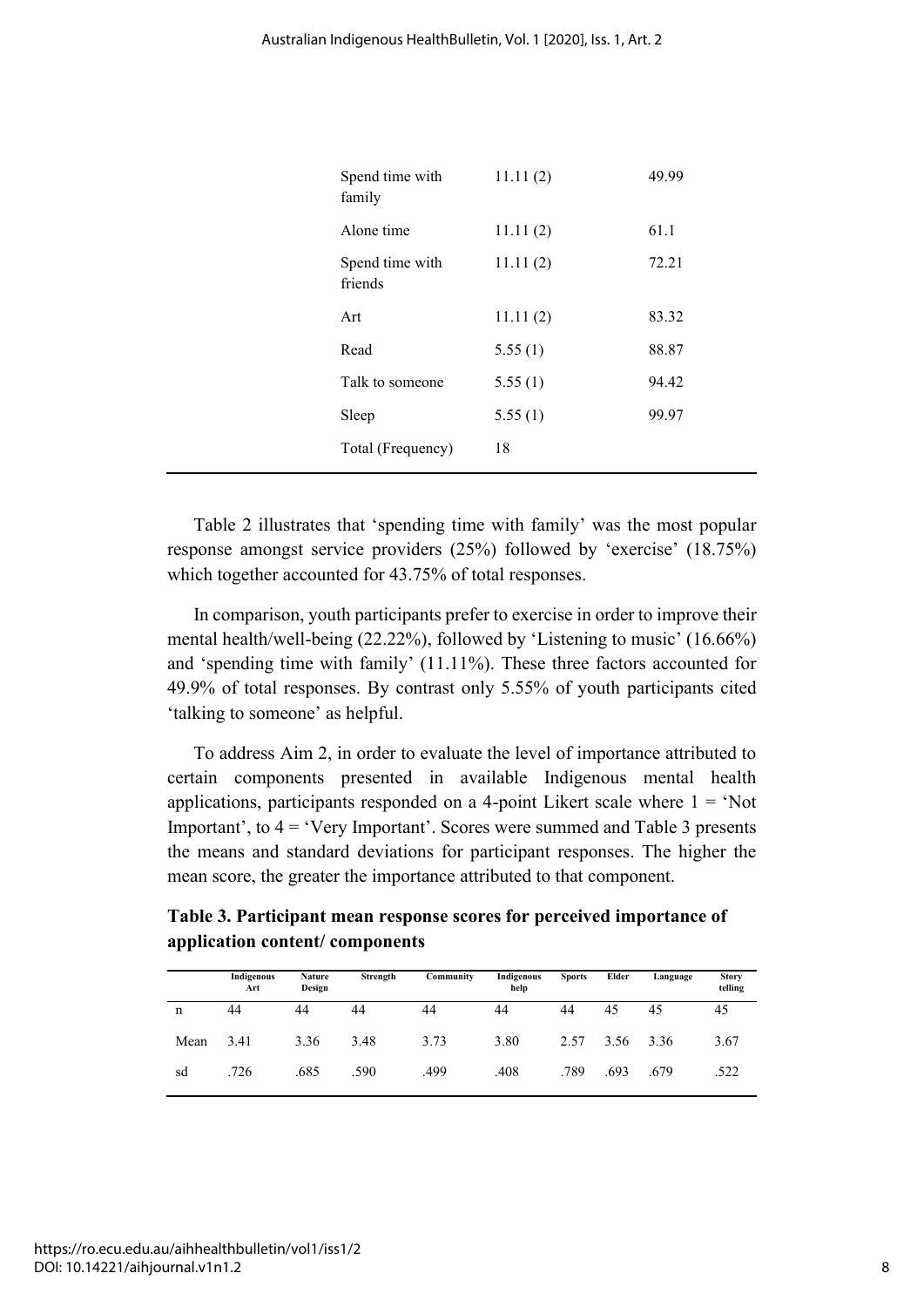| | | |
|---|---|---|
| Spend time with family | 11.11 (2) | 49.99 |
| Alone time | 11.11 (2) | 61.1 |
| Spend time with friends | 11.11 (2) | 72.21 |
| Art | 11.11 (2) | 83.32 |
| Read | 5.55 (1) | 88.87 |
| Talk to someone | 5.55 (1) | 94.42 |
| Sleep | 5.55 (1) | 99.97 |
| Total (Frequency) | 18 | |

Table 2 illustrates that 'spending time with family' was the most popular response amongst service providers (25%) followed by 'exercise' (18.75%) which together accounted for 43.75% of total responses.

In comparison, youth participants prefer to exercise in order to improve their mental health/well-being (22.22%), followed by 'Listening to music' (16.66%) and 'spending time with family' (11.11%). These three factors accounted for 49.9% of total responses. By contrast only 5.55% of youth participants cited 'talking to someone' as helpful.

To address Aim 2, in order to evaluate the level of importance attributed to certain components presented in available Indigenous mental health applications, participants responded on a 4-point Likert scale where 1 = 'Not Important', to 4 = 'Very Important'. Scores were summed and Table 3 presents the means and standard deviations for participant responses. The higher the mean score, the greater the importance attributed to that component.

**Table 3. Participant mean response scores for perceived importance of application content/ components**

| | Indigenous Art | Nature Design | Strength | Community | Indigenous help | Sports | Elder | Language | Story telling |
|---|---|---|---|---|---|---|---|---|---|
| n | 44 | 44 | 44 | 44 | 44 | 44 | 45 | 45 | 45 |
| Mean | 3.41 | 3.36 | 3.48 | 3.73 | 3.80 | 2.57 | 3.56 | 3.36 | 3.67 |
| sd | .726 | .685 | .590 | .499 | .408 | .789 | .693 | .679 | .522 |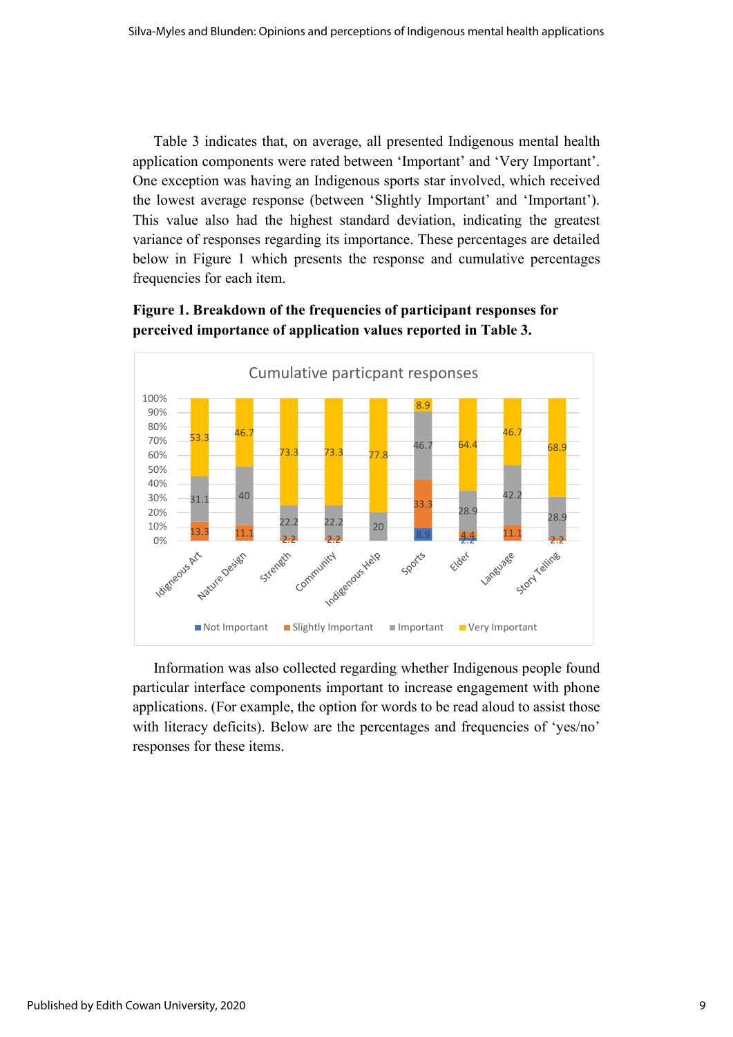Table 3 indicates that, on average, all presented Indigenous mental health application components were rated between 'Important' and 'Very Important'. One exception was having an Indigenous sports star involved, which received the lowest average response (between 'Slightly Important' and 'Important'). This value also had the highest standard deviation, indicating the greatest variance of responses regarding its importance. These percentages are detailed below in Figure 1 which presents the response and cumulative percentages frequencies for each item.

**Figure 1. Breakdown of the frequencies of participant responses for perceived importance of application values reported in Table 3.**

Cumulative particpant responses

| | Not Important | Slightly Important | Important | Very Important |
|---|---|---|---|---|
| Idigeneous Art | | 13.3 | 31.1 | 53.3 |
| Nature Design | | 11.1 | 40 | 46.7 |
| Strength | | 2.2 | 22.2 | 73.3 |
| Community | | 2.2 | 22.2 | 73.3 |
| Indigenous Help | | | 20 | 77.8 |
| Sports | 8.9 | 33.3 | 46.7 | 8.9 |
| Elder | 2.2 | 4.4 | 28.9 | 64.4 |
| Language | | 11.1 | 42.2 | 46.7 |
| Story Telling | | 2.2 | 28.9 | 68.9 |

Information was also collected regarding whether Indigenous people found particular interface components important to increase engagement with phone applications. (For example, the option for words to be read aloud to assist those with literacy deficits). Below are the percentages and frequencies of 'yes/no' responses for these items.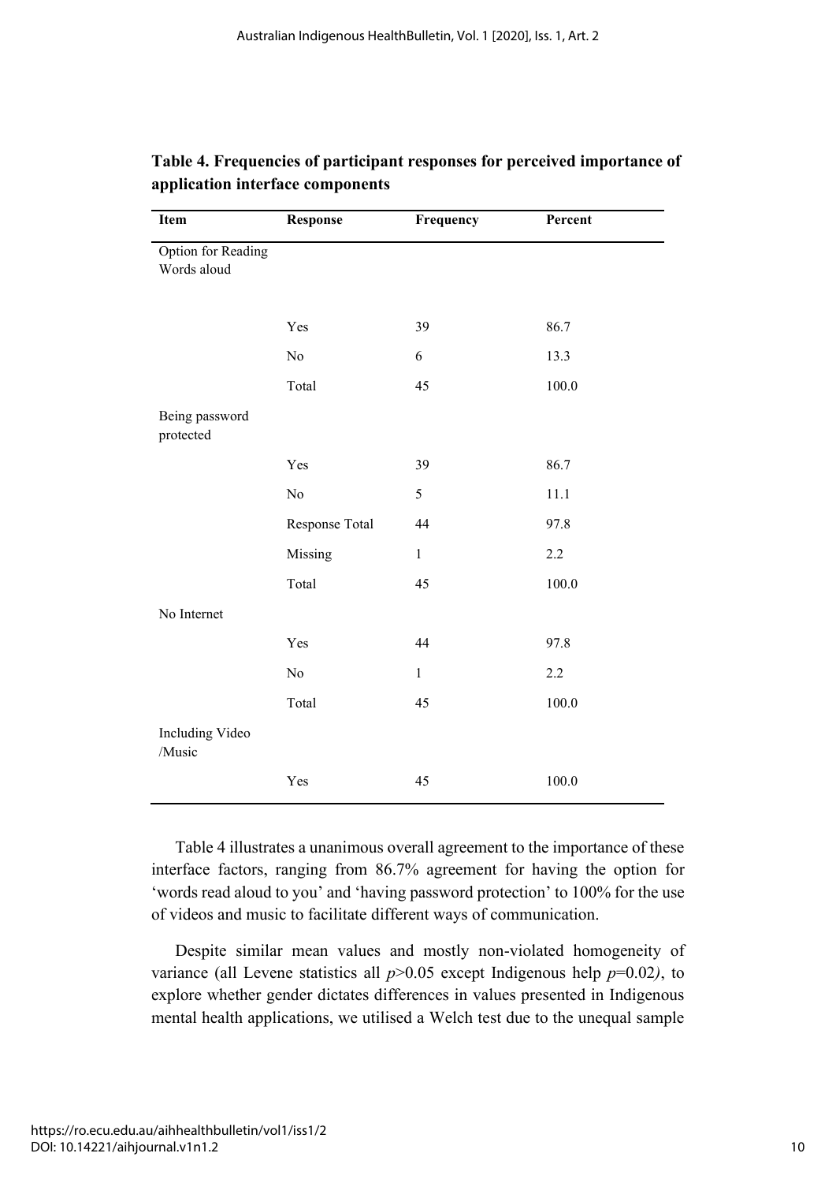**Table 4. Frequencies of participant responses for perceived importance of application interface components**

| Item | Response | Frequency | Percent |
|---|---|---|---|
| Option for Reading Words aloud | | | |
| | Yes | 39 | 86.7 |
| | No | 6 | 13.3 |
| | Total | 45 | 100.0 |
| Being password protected | | | |
| | Yes | 39 | 86.7 |
| | No | 5 | 11.1 |
| | Response Total | 44 | 97.8 |
| | Missing | 1 | 2.2 |
| | Total | 45 | 100.0 |
| No Internet | | | |
| | Yes | 44 | 97.8 |
| | No | 1 | 2.2 |
| | Total | 45 | 100.0 |
| Including Video /Music | | | |
| | Yes | 45 | 100.0 |

Table 4 illustrates a unanimous overall agreement to the importance of these interface factors, ranging from 86.7% agreement for having the option for 'words read aloud to you' and 'having password protection' to 100% for the use of videos and music to facilitate different ways of communication.

Despite similar mean values and mostly non-violated homogeneity of variance (all Levene statistics all $p>0.05$ except Indigenous help $p=0.02$), to explore whether gender dictates differences in values presented in Indigenous mental health applications, we utilised a Welch test due to the unequal sample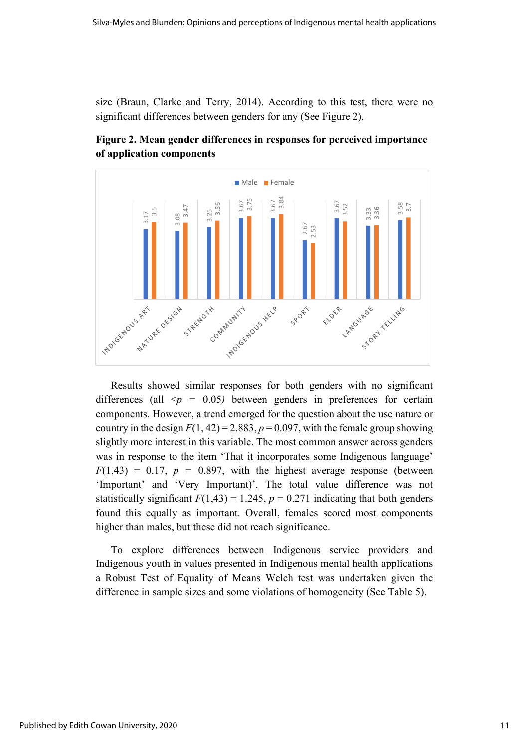size (Braun, Clarke and Terry, 2014). According to this test, there were no significant differences between genders for any (See Figure 2).

**Figure 2. Mean gender differences in responses for perceived importance of application components**

| | Male | Female |
|---|---|---|
| INDIGENOUS ART | 3.17 | 3.5 |
| NATURE DESIGN | 3.08 | 3.47 |
| STRENGTH | 3.25 | 3.56 |
| COMMUNITY | 3.67 | 3.75 |
| INDIGENOUS HELP | 3.67 | 3.84 |
| SPORT | 2.67 | 2.53 |
| ELDER | 3.67 | 3.52 |
| LANGUAGE | 3.33 | 3.36 |
| STORY TELLING | 3.58 | 3.7 |

Results showed similar responses for both genders with no significant differences (all $<p = 0.05$) between genders in preferences for certain components. However, a trend emerged for the question about the use nature or country in the design $F(1, 42) = 2.883$, $p = 0.097$, with the female group showing slightly more interest in this variable. The most common answer across genders was in response to the item 'That it incorporates some Indigenous language' $F(1,43) = 0.17$, $p = 0.897$, with the highest average response (between 'Important' and 'Very Important)'. The total value difference was not statistically significant $F(1,43) = 1.245$, $p = 0.271$ indicating that both genders found this equally as important. Overall, females scored most components higher than males, but these did not reach significance.

To explore differences between Indigenous service providers and Indigenous youth in values presented in Indigenous mental health applications a Robust Test of Equality of Means Welch test was undertaken given the difference in sample sizes and some violations of homogeneity (See Table 5).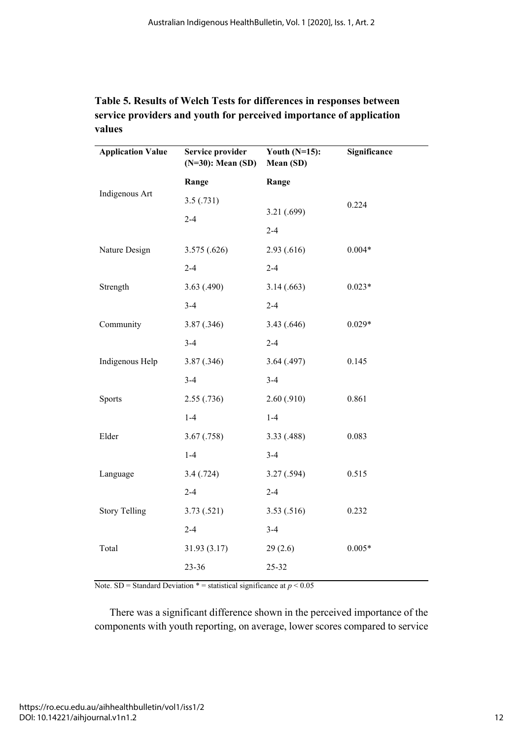**Table 5. Results of Welch Tests for differences in responses between service providers and youth for perceived importance of application values**

| Application Value | Service provider (N=30): Mean (SD) Range | Youth (N=15): Mean (SD) Range | Significance |
|---|---|---|---|
| Indigenous Art | 3.5 (.731) 2-4 | 3.21 (.699) 2-4 | 0.224 |
| Nature Design | 3.575 (.626) 2-4 | 2.93 (.616) 2-4 | 0.004* |
| Strength | 3.63 (.490) 3-4 | 3.14 (.663) 2-4 | 0.023* |
| Community | 3.87 (.346) 3-4 | 3.43 (.646) 2-4 | 0.029* |
| Indigenous Help | 3.87 (.346) 3-4 | 3.64 (.497) 3-4 | 0.145 |
| Sports | 2.55 (.736) 1-4 | 2.60 (.910) 1-4 | 0.861 |
| Elder | 3.67 (.758) 1-4 | 3.33 (.488) 3-4 | 0.083 |
| Language | 3.4 (.724) 2-4 | 3.27 (.594) 2-4 | 0.515 |
| Story Telling | 3.73 (.521) 2-4 | 3.53 (.516) 3-4 | 0.232 |
| Total | 31.93 (3.17) 23-36 | 29 (2.6) 25-32 | 0.005* |

Note. SD = Standard Deviation * = statistical significance at $p < 0.05$

There was a significant difference shown in the perceived importance of the components with youth reporting, on average, lower scores compared to service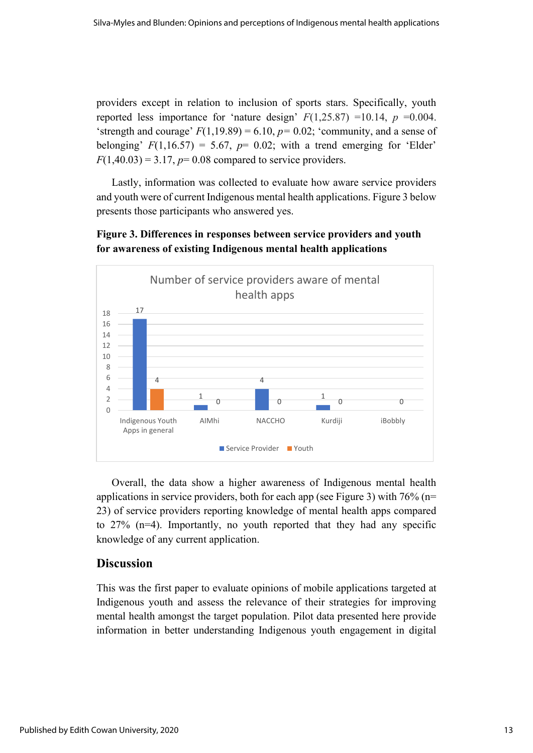providers except in relation to inclusion of sports stars. Specifically, youth reported less importance for 'nature design' $F(1,25.87) = 10.14$, $p = 0.004$. 'strength and courage' $F(1,19.89) = 6.10$, $p = 0.02$; 'community, and a sense of belonging' $F(1,16.57) = 5.67$, $p = 0.02$; with a trend emerging for 'Elder' $F(1,40.03) = 3.17$, $p = 0.08$ compared to service providers.

Lastly, information was collected to evaluate how aware service providers and youth were of current Indigenous mental health applications. Figure 3 below presents those participants who answered yes.

**Figure 3. Differences in responses between service providers and youth for awareness of existing Indigenous mental health applications**

Number of service providers aware of mental health apps

| | Indigenous Youth Apps in general | AIMhi | NACCHO | Kurdiji | iBobbly |
|---|---|---|---|---|---|
| Service Provider | 17 | 1 | 4 | 1 | |
| Youth | 4 | 0 | 0 | 0 | 0 |

Overall, the data show a higher awareness of Indigenous mental health applications in service providers, both for each app (see Figure 3) with 76% (n= 23) of service providers reporting knowledge of mental health apps compared to 27% (n=4). Importantly, no youth reported that they had any specific knowledge of any current application.

## Discussion

This was the first paper to evaluate opinions of mobile applications targeted at Indigenous youth and assess the relevance of their strategies for improving mental health amongst the target population. Pilot data presented here provide information in better understanding Indigenous youth engagement in digital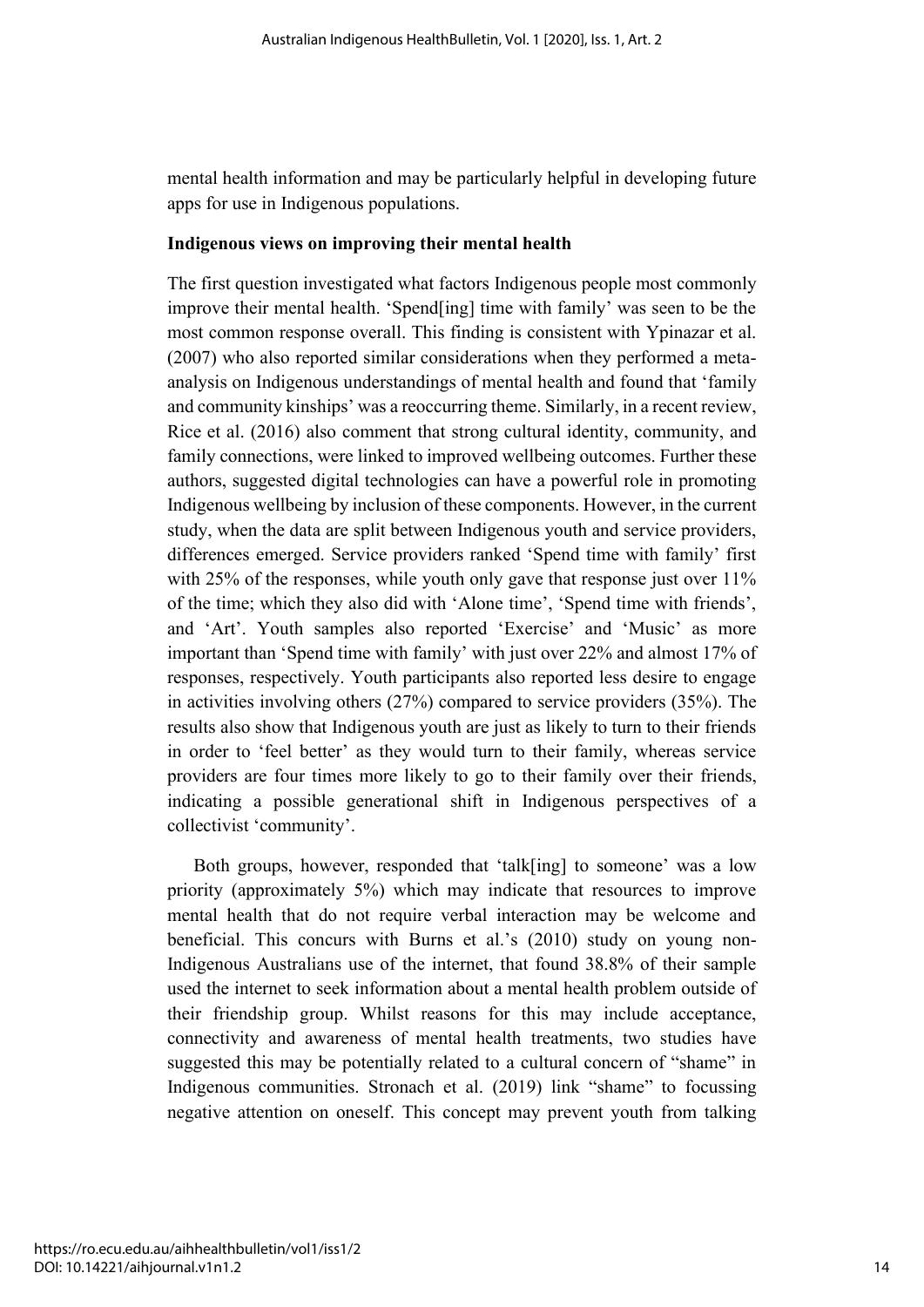mental health information and may be particularly helpful in developing future apps for use in Indigenous populations.

**Indigenous views on improving their mental health**

The first question investigated what factors Indigenous people most commonly improve their mental health. 'Spend[ing] time with family' was seen to be the most common response overall. This finding is consistent with Ypinazar et al. (2007) who also reported similar considerations when they performed a meta-analysis on Indigenous understandings of mental health and found that 'family and community kinships' was a reoccurring theme. Similarly, in a recent review, Rice et al. (2016) also comment that strong cultural identity, community, and family connections, were linked to improved wellbeing outcomes. Further these authors, suggested digital technologies can have a powerful role in promoting Indigenous wellbeing by inclusion of these components. However, in the current study, when the data are split between Indigenous youth and service providers, differences emerged. Service providers ranked 'Spend time with family' first with 25% of the responses, while youth only gave that response just over 11% of the time; which they also did with 'Alone time', 'Spend time with friends', and 'Art'. Youth samples also reported 'Exercise' and 'Music' as more important than 'Spend time with family' with just over 22% and almost 17% of responses, respectively. Youth participants also reported less desire to engage in activities involving others (27%) compared to service providers (35%). The results also show that Indigenous youth are just as likely to turn to their friends in order to 'feel better' as they would turn to their family, whereas service providers are four times more likely to go to their family over their friends, indicating a possible generational shift in Indigenous perspectives of a collectivist 'community'.

Both groups, however, responded that 'talk[ing] to someone' was a low priority (approximately 5%) which may indicate that resources to improve mental health that do not require verbal interaction may be welcome and beneficial. This concurs with Burns et al.'s (2010) study on young non-Indigenous Australians use of the internet, that found 38.8% of their sample used the internet to seek information about a mental health problem outside of their friendship group. Whilst reasons for this may include acceptance, connectivity and awareness of mental health treatments, two studies have suggested this may be potentially related to a cultural concern of "shame" in Indigenous communities. Stronach et al. (2019) link "shame" to focussing negative attention on oneself. This concept may prevent youth from talking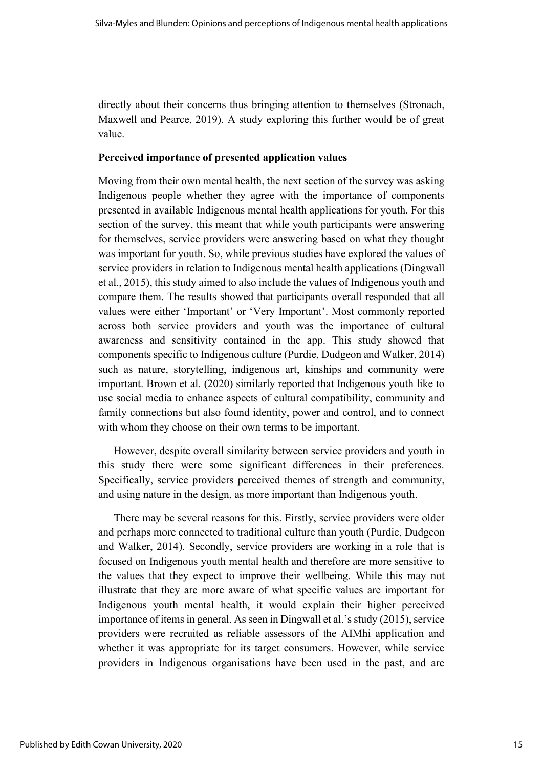directly about their concerns thus bringing attention to themselves (Stronach, Maxwell and Pearce, 2019). A study exploring this further would be of great value.

**Perceived importance of presented application values**

Moving from their own mental health, the next section of the survey was asking Indigenous people whether they agree with the importance of components presented in available Indigenous mental health applications for youth. For this section of the survey, this meant that while youth participants were answering for themselves, service providers were answering based on what they thought was important for youth. So, while previous studies have explored the values of service providers in relation to Indigenous mental health applications (Dingwall et al., 2015), this study aimed to also include the values of Indigenous youth and compare them. The results showed that participants overall responded that all values were either 'Important' or 'Very Important'. Most commonly reported across both service providers and youth was the importance of cultural awareness and sensitivity contained in the app. This study showed that components specific to Indigenous culture (Purdie, Dudgeon and Walker, 2014) such as nature, storytelling, indigenous art, kinships and community were important. Brown et al. (2020) similarly reported that Indigenous youth like to use social media to enhance aspects of cultural compatibility, community and family connections but also found identity, power and control, and to connect with whom they choose on their own terms to be important.

However, despite overall similarity between service providers and youth in this study there were some significant differences in their preferences. Specifically, service providers perceived themes of strength and community, and using nature in the design, as more important than Indigenous youth.

There may be several reasons for this. Firstly, service providers were older and perhaps more connected to traditional culture than youth (Purdie, Dudgeon and Walker, 2014). Secondly, service providers are working in a role that is focused on Indigenous youth mental health and therefore are more sensitive to the values that they expect to improve their wellbeing. While this may not illustrate that they are more aware of what specific values are important for Indigenous youth mental health, it would explain their higher perceived importance of items in general. As seen in Dingwall et al.'s study (2015), service providers were recruited as reliable assessors of the AIMhi application and whether it was appropriate for its target consumers. However, while service providers in Indigenous organisations have been used in the past, and are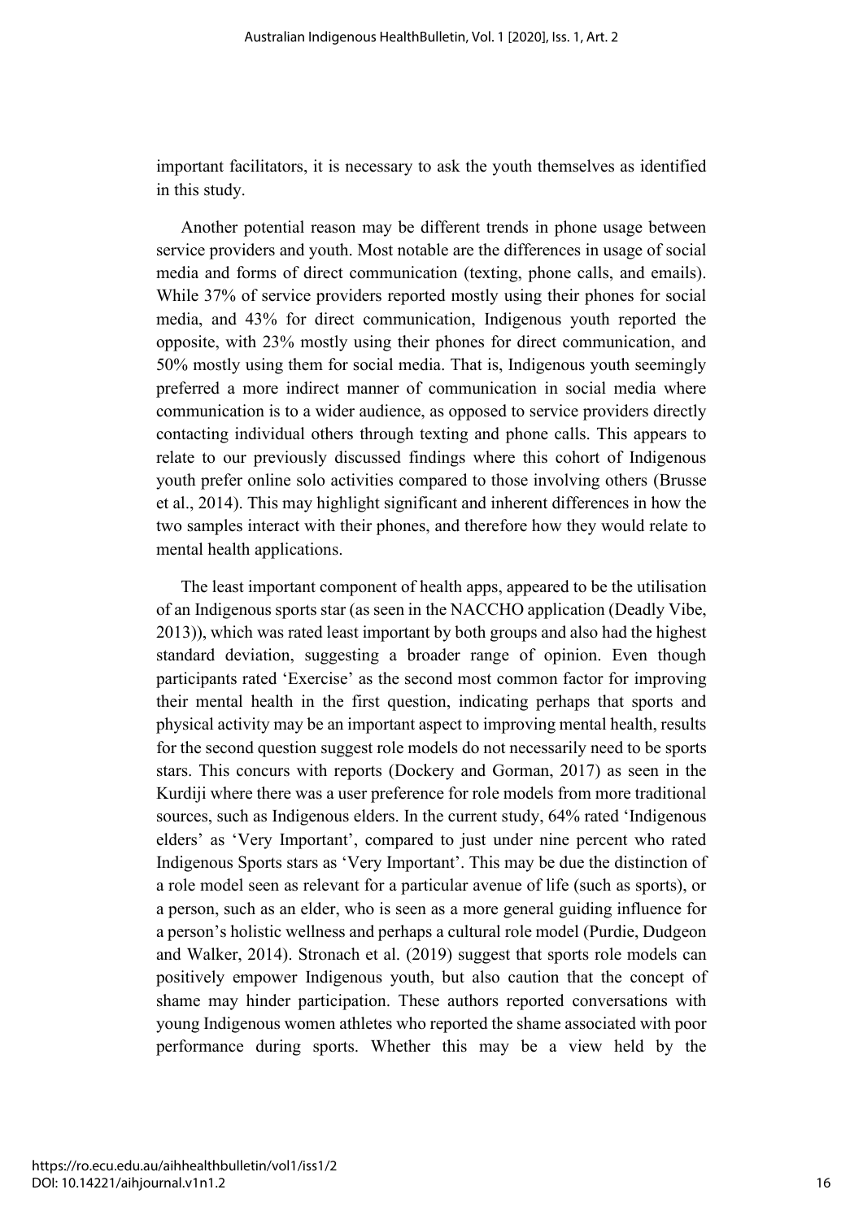important facilitators, it is necessary to ask the youth themselves as identified in this study.

Another potential reason may be different trends in phone usage between service providers and youth. Most notable are the differences in usage of social media and forms of direct communication (texting, phone calls, and emails). While 37% of service providers reported mostly using their phones for social media, and 43% for direct communication, Indigenous youth reported the opposite, with 23% mostly using their phones for direct communication, and 50% mostly using them for social media. That is, Indigenous youth seemingly preferred a more indirect manner of communication in social media where communication is to a wider audience, as opposed to service providers directly contacting individual others through texting and phone calls. This appears to relate to our previously discussed findings where this cohort of Indigenous youth prefer online solo activities compared to those involving others (Brusse et al., 2014). This may highlight significant and inherent differences in how the two samples interact with their phones, and therefore how they would relate to mental health applications.

The least important component of health apps, appeared to be the utilisation of an Indigenous sports star (as seen in the NACCHO application (Deadly Vibe, 2013)), which was rated least important by both groups and also had the highest standard deviation, suggesting a broader range of opinion. Even though participants rated 'Exercise' as the second most common factor for improving their mental health in the first question, indicating perhaps that sports and physical activity may be an important aspect to improving mental health, results for the second question suggest role models do not necessarily need to be sports stars. This concurs with reports (Dockery and Gorman, 2017) as seen in the Kurdiji where there was a user preference for role models from more traditional sources, such as Indigenous elders. In the current study, 64% rated 'Indigenous elders' as 'Very Important', compared to just under nine percent who rated Indigenous Sports stars as 'Very Important'. This may be due the distinction of a role model seen as relevant for a particular avenue of life (such as sports), or a person, such as an elder, who is seen as a more general guiding influence for a person's holistic wellness and perhaps a cultural role model (Purdie, Dudgeon and Walker, 2014). Stronach et al. (2019) suggest that sports role models can positively empower Indigenous youth, but also caution that the concept of shame may hinder participation. These authors reported conversations with young Indigenous women athletes who reported the shame associated with poor performance during sports. Whether this may be a view held by the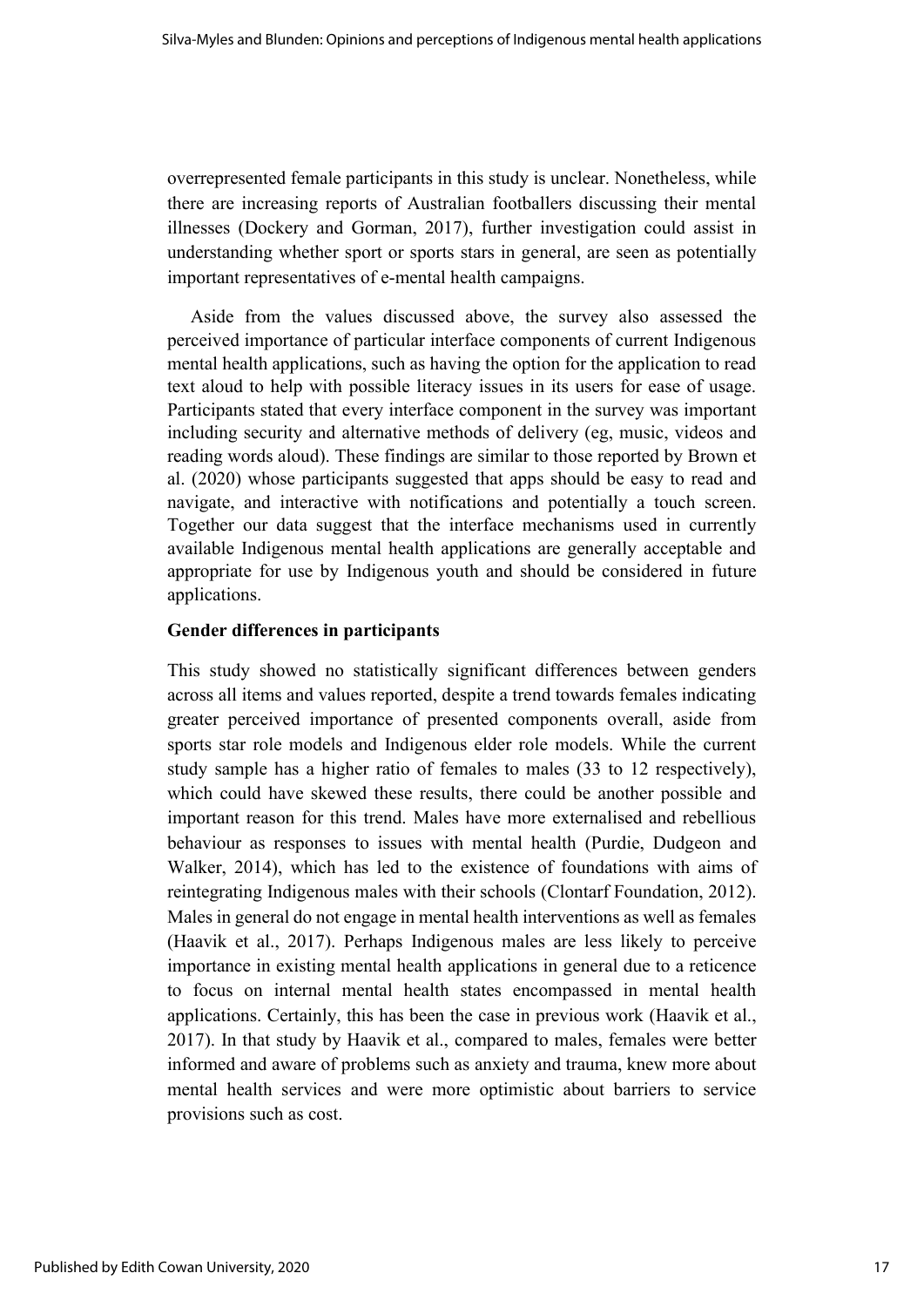overrepresented female participants in this study is unclear. Nonetheless, while there are increasing reports of Australian footballers discussing their mental illnesses (Dockery and Gorman, 2017), further investigation could assist in understanding whether sport or sports stars in general, are seen as potentially important representatives of e-mental health campaigns.

Aside from the values discussed above, the survey also assessed the perceived importance of particular interface components of current Indigenous mental health applications, such as having the option for the application to read text aloud to help with possible literacy issues in its users for ease of usage. Participants stated that every interface component in the survey was important including security and alternative methods of delivery (eg, music, videos and reading words aloud). These findings are similar to those reported by Brown et al. (2020) whose participants suggested that apps should be easy to read and navigate, and interactive with notifications and potentially a touch screen. Together our data suggest that the interface mechanisms used in currently available Indigenous mental health applications are generally acceptable and appropriate for use by Indigenous youth and should be considered in future applications.

**Gender differences in participants**

This study showed no statistically significant differences between genders across all items and values reported, despite a trend towards females indicating greater perceived importance of presented components overall, aside from sports star role models and Indigenous elder role models. While the current study sample has a higher ratio of females to males (33 to 12 respectively), which could have skewed these results, there could be another possible and important reason for this trend. Males have more externalised and rebellious behaviour as responses to issues with mental health (Purdie, Dudgeon and Walker, 2014), which has led to the existence of foundations with aims of reintegrating Indigenous males with their schools (Clontarf Foundation, 2012). Males in general do not engage in mental health interventions as well as females (Haavik et al., 2017). Perhaps Indigenous males are less likely to perceive importance in existing mental health applications in general due to a reticence to focus on internal mental health states encompassed in mental health applications. Certainly, this has been the case in previous work (Haavik et al., 2017). In that study by Haavik et al., compared to males, females were better informed and aware of problems such as anxiety and trauma, knew more about mental health services and were more optimistic about barriers to service provisions such as cost.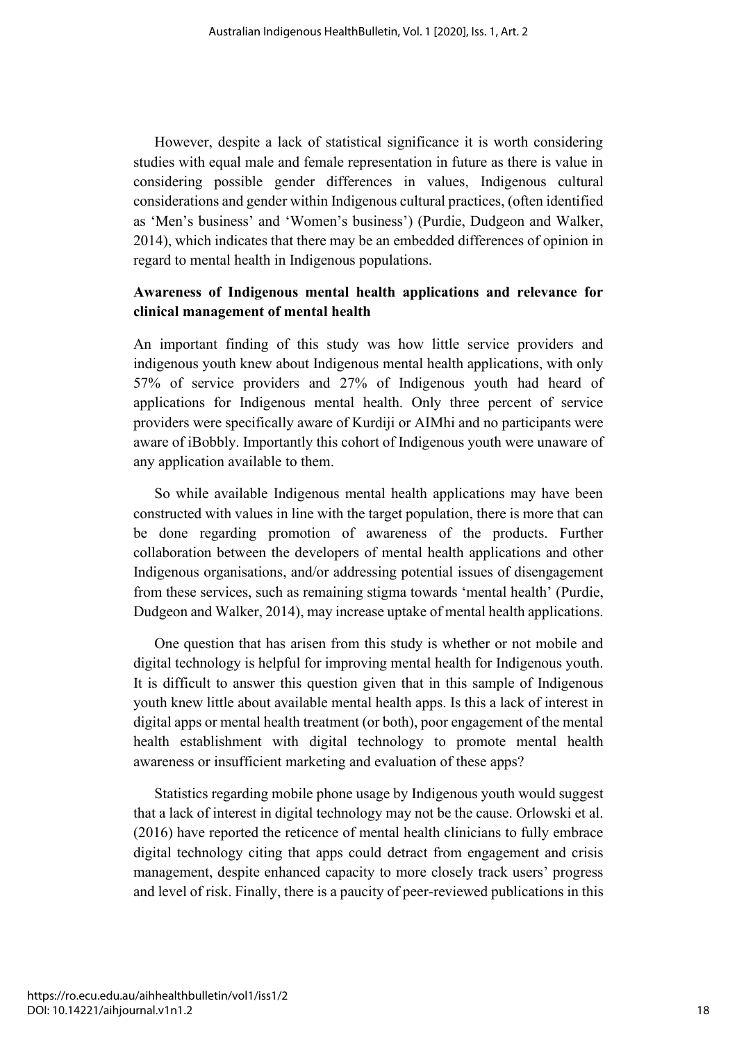However, despite a lack of statistical significance it is worth considering studies with equal male and female representation in future as there is value in considering possible gender differences in values, Indigenous cultural considerations and gender within Indigenous cultural practices, (often identified as 'Men's business' and 'Women's business') (Purdie, Dudgeon and Walker, 2014), which indicates that there may be an embedded differences of opinion in regard to mental health in Indigenous populations.

**Awareness of Indigenous mental health applications and relevance for clinical management of mental health**

An important finding of this study was how little service providers and indigenous youth knew about Indigenous mental health applications, with only 57% of service providers and 27% of Indigenous youth had heard of applications for Indigenous mental health. Only three percent of service providers were specifically aware of Kurdiji or AIMhi and no participants were aware of iBobbly. Importantly this cohort of Indigenous youth were unaware of any application available to them.

So while available Indigenous mental health applications may have been constructed with values in line with the target population, there is more that can be done regarding promotion of awareness of the products. Further collaboration between the developers of mental health applications and other Indigenous organisations, and/or addressing potential issues of disengagement from these services, such as remaining stigma towards 'mental health' (Purdie, Dudgeon and Walker, 2014), may increase uptake of mental health applications.

One question that has arisen from this study is whether or not mobile and digital technology is helpful for improving mental health for Indigenous youth. It is difficult to answer this question given that in this sample of Indigenous youth knew little about available mental health apps. Is this a lack of interest in digital apps or mental health treatment (or both), poor engagement of the mental health establishment with digital technology to promote mental health awareness or insufficient marketing and evaluation of these apps?

Statistics regarding mobile phone usage by Indigenous youth would suggest that a lack of interest in digital technology may not be the cause. Orlowski et al. (2016) have reported the reticence of mental health clinicians to fully embrace digital technology citing that apps could detract from engagement and crisis management, despite enhanced capacity to more closely track users' progress and level of risk. Finally, there is a paucity of peer-reviewed publications in this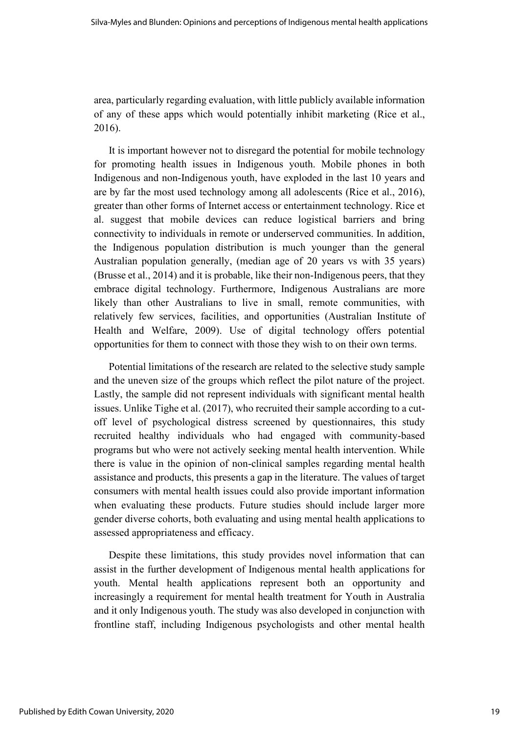area, particularly regarding evaluation, with little publicly available information of any of these apps which would potentially inhibit marketing (Rice et al., 2016).

It is important however not to disregard the potential for mobile technology for promoting health issues in Indigenous youth. Mobile phones in both Indigenous and non-Indigenous youth, have exploded in the last 10 years and are by far the most used technology among all adolescents (Rice et al., 2016), greater than other forms of Internet access or entertainment technology. Rice et al. suggest that mobile devices can reduce logistical barriers and bring connectivity to individuals in remote or underserved communities. In addition, the Indigenous population distribution is much younger than the general Australian population generally, (median age of 20 years vs with 35 years) (Brusse et al., 2014) and it is probable, like their non-Indigenous peers, that they embrace digital technology. Furthermore, Indigenous Australians are more likely than other Australians to live in small, remote communities, with relatively few services, facilities, and opportunities (Australian Institute of Health and Welfare, 2009). Use of digital technology offers potential opportunities for them to connect with those they wish to on their own terms.

Potential limitations of the research are related to the selective study sample and the uneven size of the groups which reflect the pilot nature of the project. Lastly, the sample did not represent individuals with significant mental health issues. Unlike Tighe et al. (2017), who recruited their sample according to a cut-off level of psychological distress screened by questionnaires, this study recruited healthy individuals who had engaged with community-based programs but who were not actively seeking mental health intervention. While there is value in the opinion of non-clinical samples regarding mental health assistance and products, this presents a gap in the literature. The values of target consumers with mental health issues could also provide important information when evaluating these products. Future studies should include larger more gender diverse cohorts, both evaluating and using mental health applications to assessed appropriateness and efficacy.

Despite these limitations, this study provides novel information that can assist in the further development of Indigenous mental health applications for youth. Mental health applications represent both an opportunity and increasingly a requirement for mental health treatment for Youth in Australia and it only Indigenous youth. The study was also developed in conjunction with frontline staff, including Indigenous psychologists and other mental health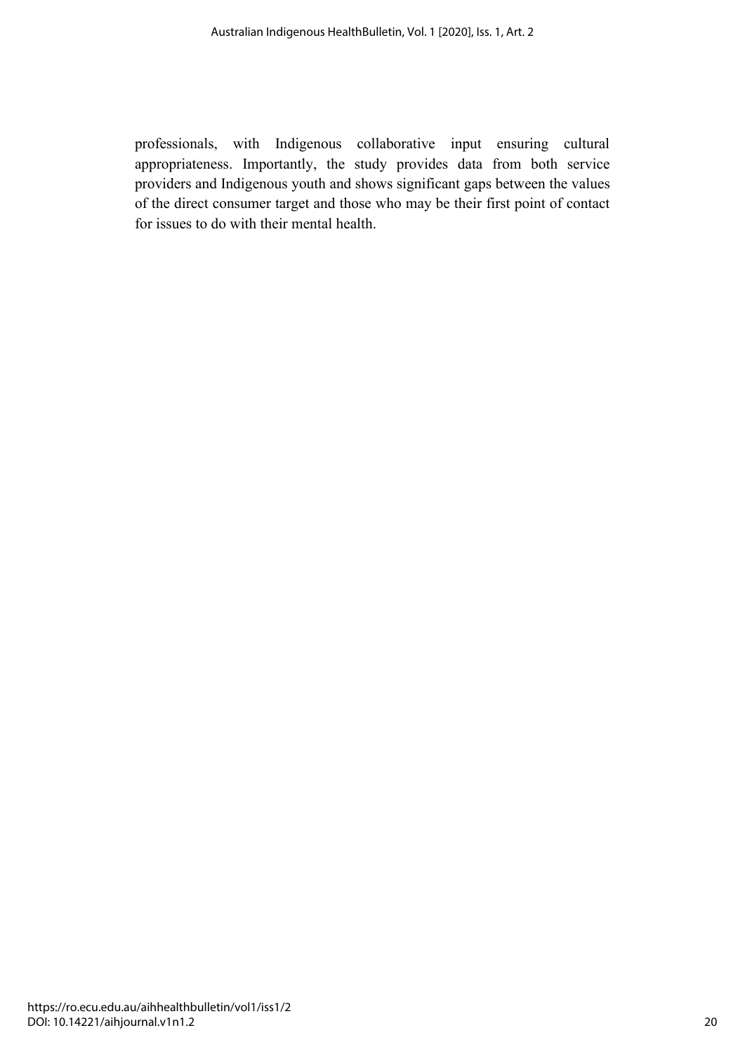professionals, with Indigenous collaborative input ensuring cultural appropriateness. Importantly, the study provides data from both service providers and Indigenous youth and shows significant gaps between the values of the direct consumer target and those who may be their first point of contact for issues to do with their mental health.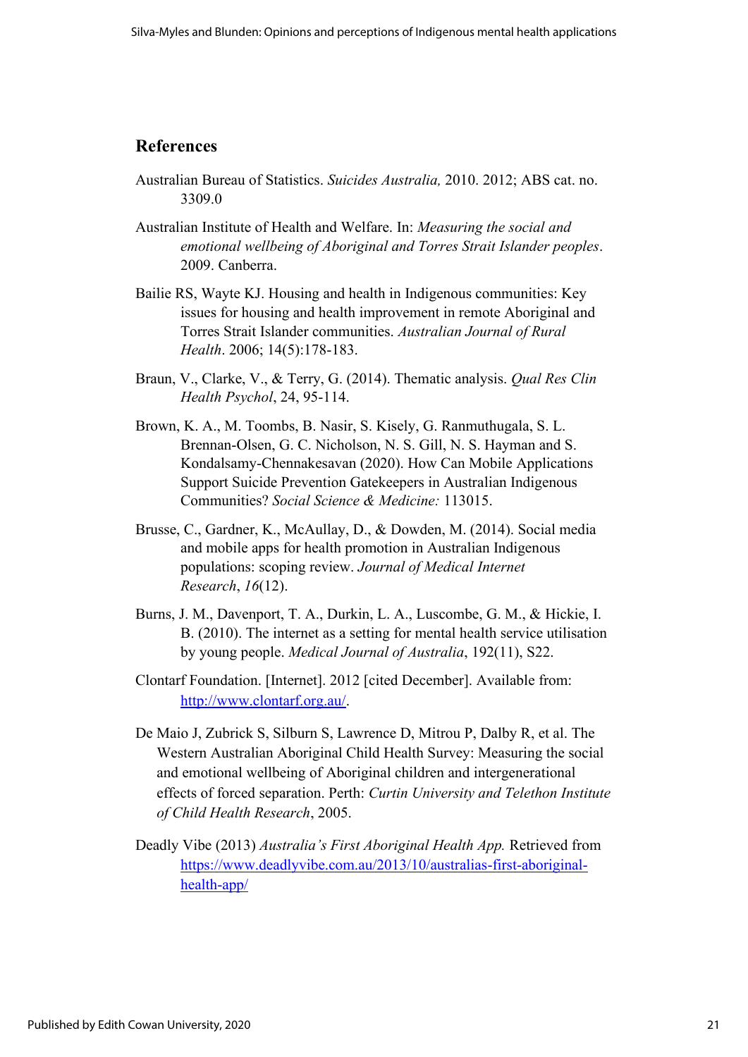## References

Australian Bureau of Statistics. *Suicides Australia,* 2010. 2012; ABS cat. no. 3309.0

Australian Institute of Health and Welfare. In: *Measuring the social and emotional wellbeing of Aboriginal and Torres Strait Islander peoples*. 2009. Canberra.

Bailie RS, Wayte KJ. Housing and health in Indigenous communities: Key issues for housing and health improvement in remote Aboriginal and Torres Strait Islander communities. *Australian Journal of Rural Health*. 2006; 14(5):178-183.

Braun, V., Clarke, V., & Terry, G. (2014). Thematic analysis. *Qual Res Clin Health Psychol*, 24, 95-114.

Brown, K. A., M. Toombs, B. Nasir, S. Kisely, G. Ranmuthugala, S. L. Brennan-Olsen, G. C. Nicholson, N. S. Gill, N. S. Hayman and S. Kondalsamy-Chennakesavan (2020). How Can Mobile Applications Support Suicide Prevention Gatekeepers in Australian Indigenous Communities? *Social Science & Medicine:* 113015.

Brusse, C., Gardner, K., McAullay, D., & Dowden, M. (2014). Social media and mobile apps for health promotion in Australian Indigenous populations: scoping review. *Journal of Medical Internet Research*, *16*(12).

Burns, J. M., Davenport, T. A., Durkin, L. A., Luscombe, G. M., & Hickie, I. B. (2010). The internet as a setting for mental health service utilisation by young people. *Medical Journal of Australia*, 192(11), S22.

Clontarf Foundation. [Internet]. 2012 [cited December]. Available from: http://www.clontarf.org.au/.

De Maio J, Zubrick S, Silburn S, Lawrence D, Mitrou P, Dalby R, et al. The Western Australian Aboriginal Child Health Survey: Measuring the social and emotional wellbeing of Aboriginal children and intergenerational effects of forced separation. Perth: *Curtin University and Telethon Institute of Child Health Research*, 2005.

Deadly Vibe (2013) *Australia's First Aboriginal Health App.* Retrieved from https://www.deadlyvibe.com.au/2013/10/australias-first-aboriginal-health-app/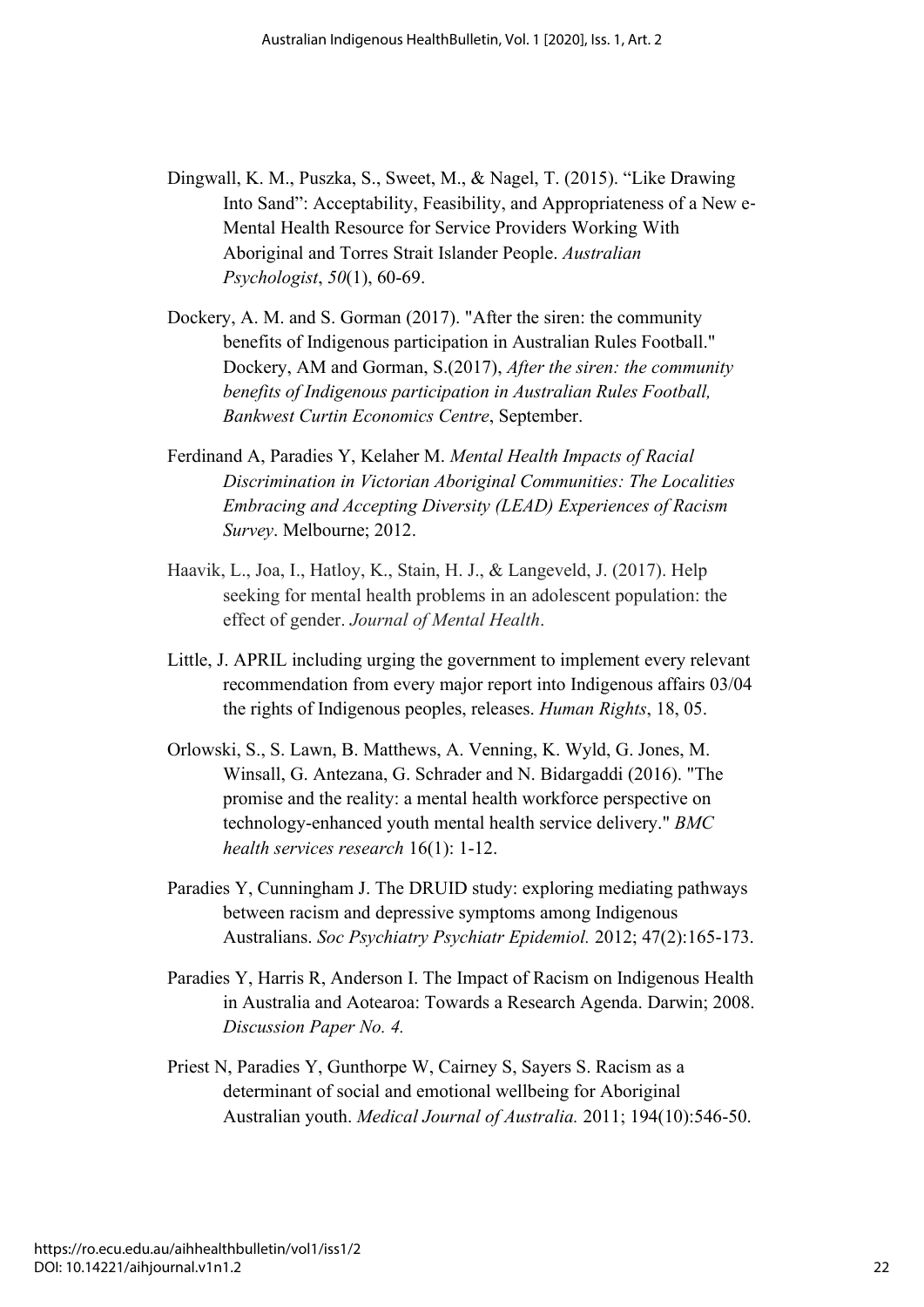Dingwall, K. M., Puszka, S., Sweet, M., & Nagel, T. (2015). “Like Drawing Into Sand”: Acceptability, Feasibility, and Appropriateness of a New e-Mental Health Resource for Service Providers Working With Aboriginal and Torres Strait Islander People. *Australian Psychologist*, *50*(1), 60-69.

Dockery, A. M. and S. Gorman (2017). "After the siren: the community benefits of Indigenous participation in Australian Rules Football." Dockery, AM and Gorman, S.(2017), *After the siren: the community benefits of Indigenous participation in Australian Rules Football, Bankwest Curtin Economics Centre*, September.

Ferdinand A, Paradies Y, Kelaher M. *Mental Health Impacts of Racial Discrimination in Victorian Aboriginal Communities: The Localities Embracing and Accepting Diversity (LEAD) Experiences of Racism Survey*. Melbourne; 2012.

Haavik, L., Joa, I., Hatloy, K., Stain, H. J., & Langeveld, J. (2017). Help seeking for mental health problems in an adolescent population: the effect of gender. *Journal of Mental Health*.

Little, J. APRIL including urging the government to implement every relevant recommendation from every major report into Indigenous affairs 03/04 the rights of Indigenous peoples, releases. *Human Rights*, 18, 05.

Orlowski, S., S. Lawn, B. Matthews, A. Venning, K. Wyld, G. Jones, M. Winsall, G. Antezana, G. Schrader and N. Bidargaddi (2016). "The promise and the reality: a mental health workforce perspective on technology-enhanced youth mental health service delivery." *BMC health services research* 16(1): 1-12.

Paradies Y, Cunningham J. The DRUID study: exploring mediating pathways between racism and depressive symptoms among Indigenous Australians. *Soc Psychiatry Psychiatr Epidemiol.* 2012; 47(2):165-173.

Paradies Y, Harris R, Anderson I. The Impact of Racism on Indigenous Health in Australia and Aotearoa: Towards a Research Agenda. Darwin; 2008. *Discussion Paper No. 4.*

Priest N, Paradies Y, Gunthorpe W, Cairney S, Sayers S. Racism as a determinant of social and emotional wellbeing for Aboriginal Australian youth. *Medical Journal of Australia.* 2011; 194(10):546-50.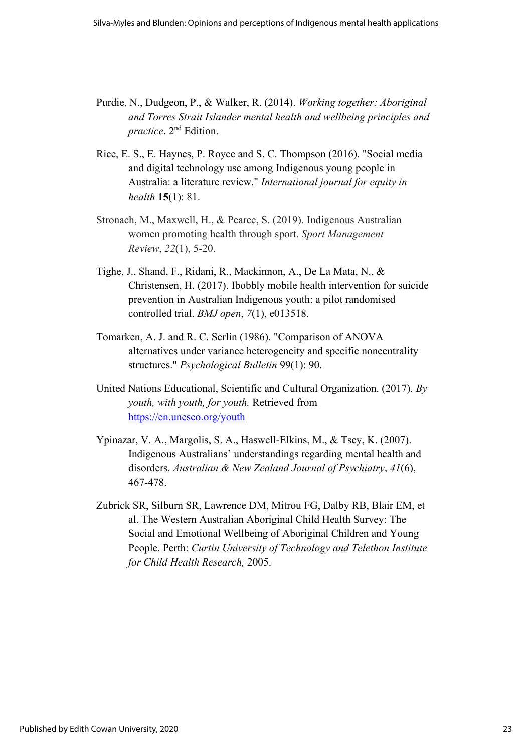Purdie, N., Dudgeon, P., & Walker, R. (2014). *Working together: Aboriginal and Torres Strait Islander mental health and wellbeing principles and practice*. 2nd Edition.

Rice, E. S., E. Haynes, P. Royce and S. C. Thompson (2016). "Social media and digital technology use among Indigenous young people in Australia: a literature review." *International journal for equity in health* **15**(1): 81.

Stronach, M., Maxwell, H., & Pearce, S. (2019). Indigenous Australian women promoting health through sport. *Sport Management Review*, *22*(1), 5-20.

Tighe, J., Shand, F., Ridani, R., Mackinnon, A., De La Mata, N., & Christensen, H. (2017). Ibobbly mobile health intervention for suicide prevention in Australian Indigenous youth: a pilot randomised controlled trial. *BMJ open*, *7*(1), e013518.

Tomarken, A. J. and R. C. Serlin (1986). "Comparison of ANOVA alternatives under variance heterogeneity and specific noncentrality structures." *Psychological Bulletin* 99(1): 90.

United Nations Educational, Scientific and Cultural Organization. (2017). *By youth, with youth, for youth.* Retrieved from https://en.unesco.org/youth

Ypinazar, V. A., Margolis, S. A., Haswell-Elkins, M., & Tsey, K. (2007). Indigenous Australians' understandings regarding mental health and disorders. *Australian & New Zealand Journal of Psychiatry*, *41*(6), 467-478.

Zubrick SR, Silburn SR, Lawrence DM, Mitrou FG, Dalby RB, Blair EM, et al. The Western Australian Aboriginal Child Health Survey: The Social and Emotional Wellbeing of Aboriginal Children and Young People. Perth: *Curtin University of Technology and Telethon Institute for Child Health Research,* 2005.